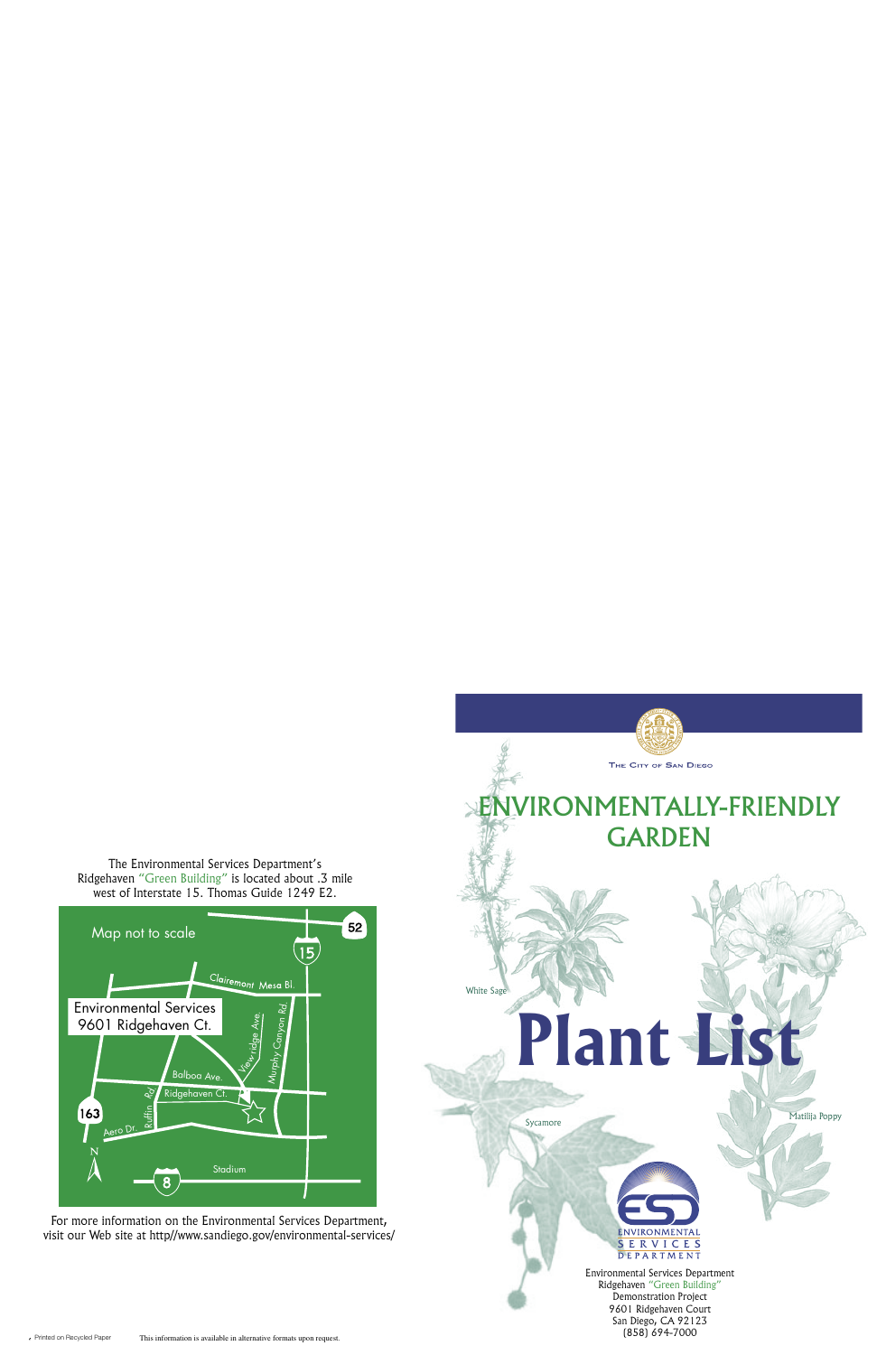The Environmental Services Department's Ridgehaven "Green Building" is located about .3 mile west of Interstate 15. Thomas Guide 1249 E2.

Map not to scale

Environmental Services
9601 Ridgehaven Ct.

Clairemont Mesa Bl.
Viewridge Ave.
Murphy Canyon Rd.
Balboa Ave.
Ridgehaven Ct.
Ruffin Rd.
Aero Dr.
Stadium
52
15
163
8
N

For more information on the Environmental Services Department, visit our Web site at http//www.sandiego.gov/environmental-services/

Printed on Recycled Paper

This information is available in alternative formats upon request.

The City of San Diego

# ENVIRONMENTALLY-FRIENDLY GARDEN

White Sage

# Plant List

Sycamore

Matilija Poppy

ENVIRONMENTAL SERVICES DEPARTMENT

Environmental Services Department
Ridgehaven "Green Building"
Demonstration Project
9601 Ridgehaven Court
San Diego, CA 92123
(858) 694-7000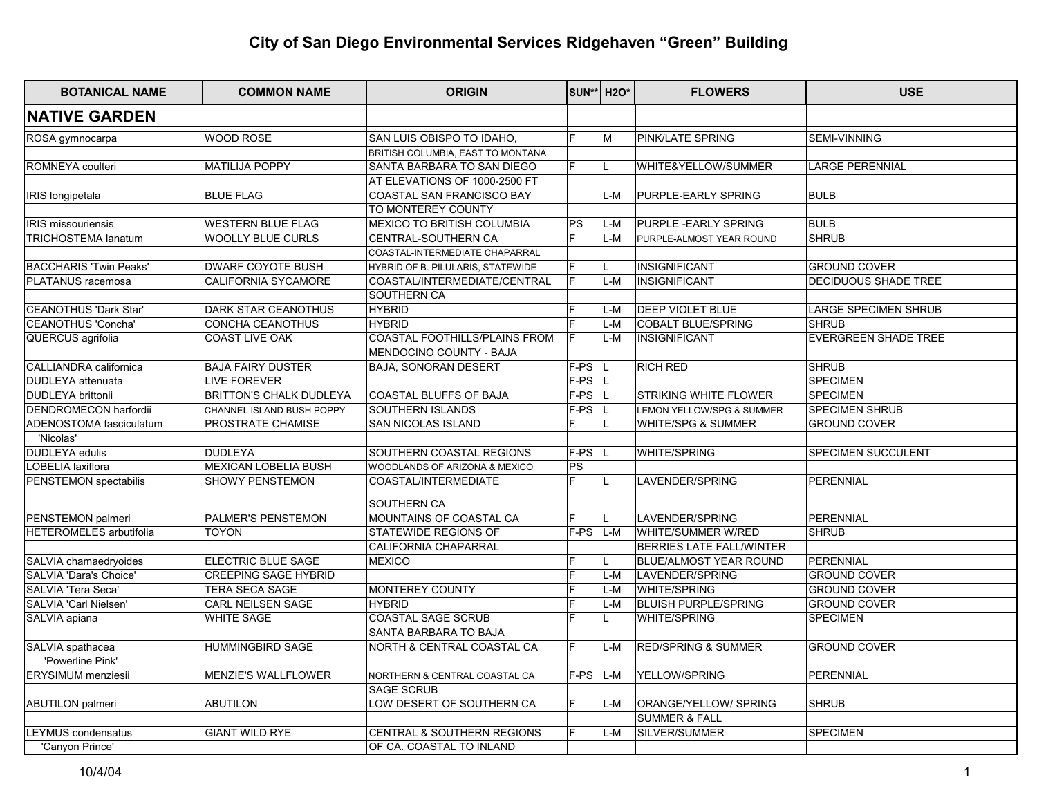# City of San Diego Environmental Services Ridgehaven "Green" Building

| BOTANICAL NAME | COMMON NAME | ORIGIN | SUN** | H2O* | FLOWERS | USE |
|---|---|---|---|---|---|---|
| **NATIVE GARDEN** | | | | | | |
| ROSA gymnocarpa | WOOD ROSE | SAN LUIS OBISPO TO IDAHO, | F | M | PINK/LATE SPRING | SEMI-VINNING |
| | | BRITISH COLUMBIA, EAST TO MONTANA | | | | |
| ROMNEYA coulteri | MATILIJA POPPY | SANTA BARBARA TO SAN DIEGO | F | L | WHITE&YELLOW/SUMMER | LARGE PERENNIAL |
| | | AT ELEVATIONS OF 1000-2500 FT | | | | |
| IRIS longipetala | BLUE FLAG | COASTAL SAN FRANCISCO BAY | | L-M | PURPLE-EARLY SPRING | BULB |
| | | TO MONTEREY COUNTY | | | | |
| IRIS missouriensis | WESTERN BLUE FLAG | MEXICO TO BRITISH COLUMBIA | PS | L-M | PURPLE -EARLY SPRING | BULB |
| TRICHOSTEMA lanatum | WOOLLY BLUE CURLS | CENTRAL-SOUTHERN CA | F | L-M | PURPLE-ALMOST YEAR ROUND | SHRUB |
| | | COASTAL-INTERMEDIATE CHAPARRAL | | | | |
| BACCHARIS 'Twin Peaks' | DWARF COYOTE BUSH | HYBRID OF B. PILULARIS, STATEWIDE | F | L | INSIGNIFICANT | GROUND COVER |
| PLATANUS racemosa | CALIFORNIA SYCAMORE | COASTAL/INTERMEDIATE/CENTRAL | F | L-M | INSIGNIFICANT | DECIDUOUS SHADE TREE |
| | | SOUTHERN CA | | | | |
| CEANOTHUS 'Dark Star' | DARK STAR CEANOTHUS | HYBRID | F | L-M | DEEP VIOLET BLUE | LARGE SPECIMEN SHRUB |
| CEANOTHUS 'Concha' | CONCHA CEANOTHUS | HYBRID | F | L-M | COBALT BLUE/SPRING | SHRUB |
| QUERCUS agrifolia | COAST LIVE OAK | COASTAL FOOTHILLS/PLAINS FROM | F | L-M | INSIGNIFICANT | EVERGREEN SHADE TREE |
| | | MENDOCINO COUNTY - BAJA | | | | |
| CALLIANDRA californica | BAJA FAIRY DUSTER | BAJA, SONORAN DESERT | F-PS | L | RICH RED | SHRUB |
| DUDLEYA attenuata | LIVE FOREVER | | F-PS | L | | SPECIMEN |
| DUDLEYA brittonii | BRITTON'S CHALK DUDLEYA | COASTAL BLUFFS OF BAJA | F-PS | L | STRIKING WHITE FLOWER | SPECIMEN |
| DENDROMECON harfordii | CHANNEL ISLAND BUSH POPPY | SOUTHERN ISLANDS | F-PS | L | LEMON YELLOW/SPG & SUMMER | SPECIMEN SHRUB |
| ADENOSTOMA fasciculatum | PROSTRATE CHAMISE | SAN NICOLAS ISLAND | F | L | WHITE/SPG & SUMMER | GROUND COVER |
| 'Nicolas' | | | | | | |
| DUDLEYA edulis | DUDLEYA | SOUTHERN COASTAL REGIONS | F-PS | L | WHITE/SPRING | SPECIMEN SUCCULENT |
| LOBELIA laxiflora | MEXICAN LOBELIA BUSH | WOODLANDS OF ARIZONA & MEXICO | PS | | | |
| PENSTEMON spectabilis | SHOWY PENSTEMON | COASTAL/INTERMEDIATE | F | L | LAVENDER/SPRING | PERENNIAL |
| | | SOUTHERN CA | | | | |
| PENSTEMON palmeri | PALMER'S PENSTEMON | MOUNTAINS OF COASTAL CA | F | L | LAVENDER/SPRING | PERENNIAL |
| HETEROMELES arbutifolia | TOYON | STATEWIDE REGIONS OF | F-PS | L-M | WHITE/SUMMER W/RED | SHRUB |
| | | CALIFORNIA CHAPARRAL | | | BERRIES LATE FALL/WINTER | |
| SALVIA chamaedryoides | ELECTRIC BLUE SAGE | MEXICO | F | L | BLUE/ALMOST YEAR ROUND | PERENNIAL |
| SALVIA 'Dara's Choice' | CREEPING SAGE HYBRID | | F | L-M | LAVENDER/SPRING | GROUND COVER |
| SALVIA 'Tera Seca' | TERA SECA SAGE | MONTEREY COUNTY | F | L-M | WHITE/SPRING | GROUND COVER |
| SALVIA 'Carl Nielsen' | CARL NEILSEN SAGE | HYBRID | F | L-M | BLUISH PURPLE/SPRING | GROUND COVER |
| SALVIA apiana | WHITE SAGE | COASTAL SAGE SCRUB | F | L | WHITE/SPRING | SPECIMEN |
| | | SANTA BARBARA TO BAJA | | | | |
| SALVIA spathacea | HUMMINGBIRD SAGE | NORTH & CENTRAL COASTAL CA | F | L-M | RED/SPRING & SUMMER | GROUND COVER |
| 'Powerline Pink' | | | | | | |
| ERYSIMUM menziesii | MENZIE'S WALLFLOWER | NORTHERN & CENTRAL COASTAL CA | F-PS | L-M | YELLOW/SPRING | PERENNIAL |
| | | SAGE SCRUB | | | | |
| ABUTILON palmeri | ABUTILON | LOW DESERT OF SOUTHERN CA | F | L-M | ORANGE/YELLOW/ SPRING | SHRUB |
| | | | | | SUMMER & FALL | |
| LEYMUS condensatus | GIANT WILD RYE | CENTRAL & SOUTHERN REGIONS | F | L-M | SILVER/SUMMER | SPECIMEN |
| 'Canyon Prince' | | OF CA. COASTAL TO INLAND | | | | |

10/4/04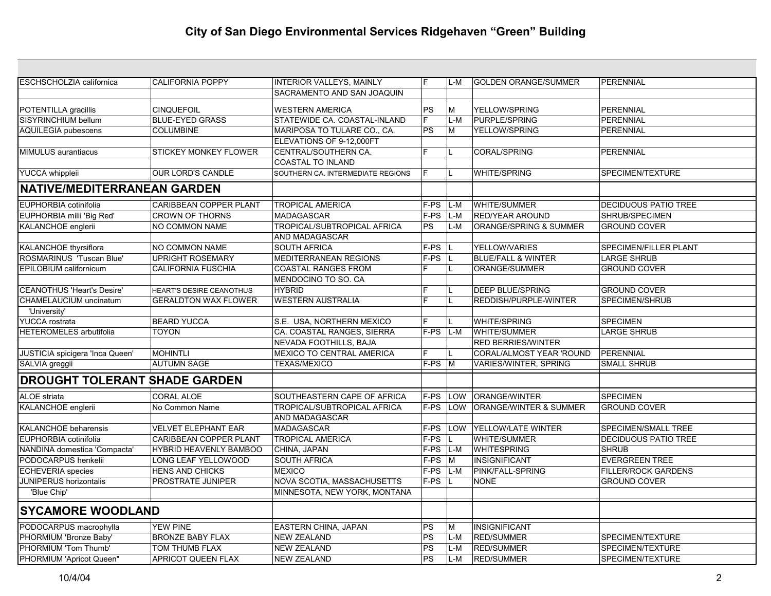# City of San Diego Environmental Services Ridgehaven "Green" Building

| | | | | | | |
|---|---|---|---|---|---|---|
| ESCHSCHOLZIA californica | CALIFORNIA POPPY | INTERIOR VALLEYS, MAINLY | F | L-M | GOLDEN ORANGE/SUMMER | PERENNIAL |
| | | SACRAMENTO AND SAN JOAQUIN | | | | |
| POTENTILLA gracillis | CINQUEFOIL | WESTERN AMERICA | PS | M | YELLOW/SPRING | PERENNIAL |
| SISYRINCHIUM bellum | BLUE-EYED GRASS | STATEWIDE CA. COASTAL-INLAND | F | L-M | PURPLE/SPRING | PERENNIAL |
| AQUILEGIA pubescens | COLUMBINE | MARIPOSA TO TULARE CO., CA. | PS | M | YELLOW/SPRING | PERENNIAL |
| | | ELEVATIONS OF 9-12,000FT | | | | |
| MIMULUS aurantiacus | STICKEY MONKEY FLOWER | CENTRAL/SOUTHERN CA. | F | L | CORAL/SPRING | PERENNIAL |
| | | COASTAL TO INLAND | | | | |
| YUCCA whippleii | OUR LORD'S CANDLE | SOUTHERN CA. INTERMEDIATE REGIONS | F | L | WHITE/SPRING | SPECIMEN/TEXTURE |
| **NATIVE/MEDITERRANEAN GARDEN** | | | | | | |
| EUPHORBIA cotinifolia | CARIBBEAN COPPER PLANT | TROPICAL AMERICA | F-PS | L-M | WHITE/SUMMER | DECIDUOUS PATIO TREE |
| EUPHORBIA milii 'Big Red' | CROWN OF THORNS | MADAGASCAR | F-PS | L-M | RED/YEAR AROUND | SHRUB/SPECIMEN |
| KALANCHOE englerii | NO COMMON NAME | TROPICAL/SUBTROPICAL AFRICA | PS | L-M | ORANGE/SPRING & SUMMER | GROUND COVER |
| | | AND MADAGASCAR | | | | |
| KALANCHOE thyrsiflora | NO COMMON NAME | SOUTH AFRICA | F-PS | L | YELLOW/VARIES | SPECIMEN/FILLER PLANT |
| ROSMARINUS 'Tuscan Blue' | UPRIGHT ROSEMARY | MEDITERRANEAN REGIONS | F-PS | L | BLUE/FALL & WINTER | LARGE SHRUB |
| EPILOBIUM californicum | CALIFORNIA FUSCHIA | COASTAL RANGES FROM | F | L | ORANGE/SUMMER | GROUND COVER |
| | | MENDOCINO TO SO. CA | | | | |
| CEANOTHUS 'Heart's Desire' | HEART'S DESIRE CEANOTHUS | HYBRID | F | L | DEEP BLUE/SPRING | GROUND COVER |
| CHAMELAUCIUM uncinatum | GERALDTON WAX FLOWER | WESTERN AUSTRALIA | F | L | REDDISH/PURPLE-WINTER | SPECIMEN/SHRUB |
| 'University' | | | | | | |
| YUCCA rostrata | BEARD YUCCA | S.E. USA, NORTHERN MEXICO | F | L | WHITE/SPRING | SPECIMEN |
| HETEROMELES arbutifolia | TOYON | CA. COASTAL RANGES, SIERRA | F-PS | L-M | WHITE/SUMMER | LARGE SHRUB |
| | | NEVADA FOOTHILLS, BAJA | | | RED BERRIES/WINTER | |
| JUSTICIA spicigera 'Inca Queen' | MOHINTLI | MEXICO TO CENTRAL AMERICA | F | L | CORAL/ALMOST YEAR 'ROUND | PERENNIAL |
| SALVIA greggii | AUTUMN SAGE | TEXAS/MEXICO | F-PS | M | VARIES/WINTER, SPRING | SMALL SHRUB |
| **DROUGHT TOLERANT SHADE GARDEN** | | | | | | |
| ALOE striata | CORAL ALOE | SOUTHEASTERN CAPE OF AFRICA | F-PS | LOW | ORANGE/WINTER | SPECIMEN |
| KALANCHOE englerii | No Common Name | TROPICAL/SUBTROPICAL AFRICA | F-PS | LOW | ORANGE/WINTER & SUMMER | GROUND COVER |
| | | AND MADAGASCAR | | | | |
| KALANCHOE beharensis | VELVET ELEPHANT EAR | MADAGASCAR | F-PS | LOW | YELLOW/LATE WINTER | SPECIMEN/SMALL TREE |
| EUPHORBIA cotinifolia | CARIBBEAN COPPER PLANT | TROPICAL AMERICA | F-PS | L | WHITE/SUMMER | DECIDUOUS PATIO TREE |
| NANDINA domestica 'Compacta' | HYBRID HEAVENLY BAMBOO | CHINA, JAPAN | F-PS | L-M | WHITESPRING | SHRUB |
| PODOCARPUS henkelii | LONG LEAF YELLOWOOD | SOUTH AFRICA | F-PS | M | INSIGNIFICANT | EVERGREEN TREE |
| ECHEVERIA species | HENS AND CHICKS | MEXICO | F-PS | L-M | PINK/FALL-SPRING | FILLER/ROCK GARDENS |
| JUNIPERUS horizontalis | PROSTRATE JUNIPER | NOVA SCOTIA, MASSACHUSETTS | F-PS | L | NONE | GROUND COVER |
| 'Blue Chip' | | MINNESOTA, NEW YORK, MONTANA | | | | |
| **SYCAMORE WOODLAND** | | | | | | |
| PODOCARPUS macrophylla | YEW PINE | EASTERN CHINA, JAPAN | PS | M | INSIGNIFICANT | |
| PHORMIUM 'Bronze Baby' | BRONZE BABY FLAX | NEW ZEALAND | PS | L-M | RED/SUMMER | SPECIMEN/TEXTURE |
| PHORMIUM 'Tom Thumb' | TOM THUMB FLAX | NEW ZEALAND | PS | L-M | RED/SUMMER | SPECIMEN/TEXTURE |
| PHORMIUM 'Apricot Queen" | APRICOT QUEEN FLAX | NEW ZEALAND | PS | L-M | RED/SUMMER | SPECIMEN/TEXTURE |

10/4/04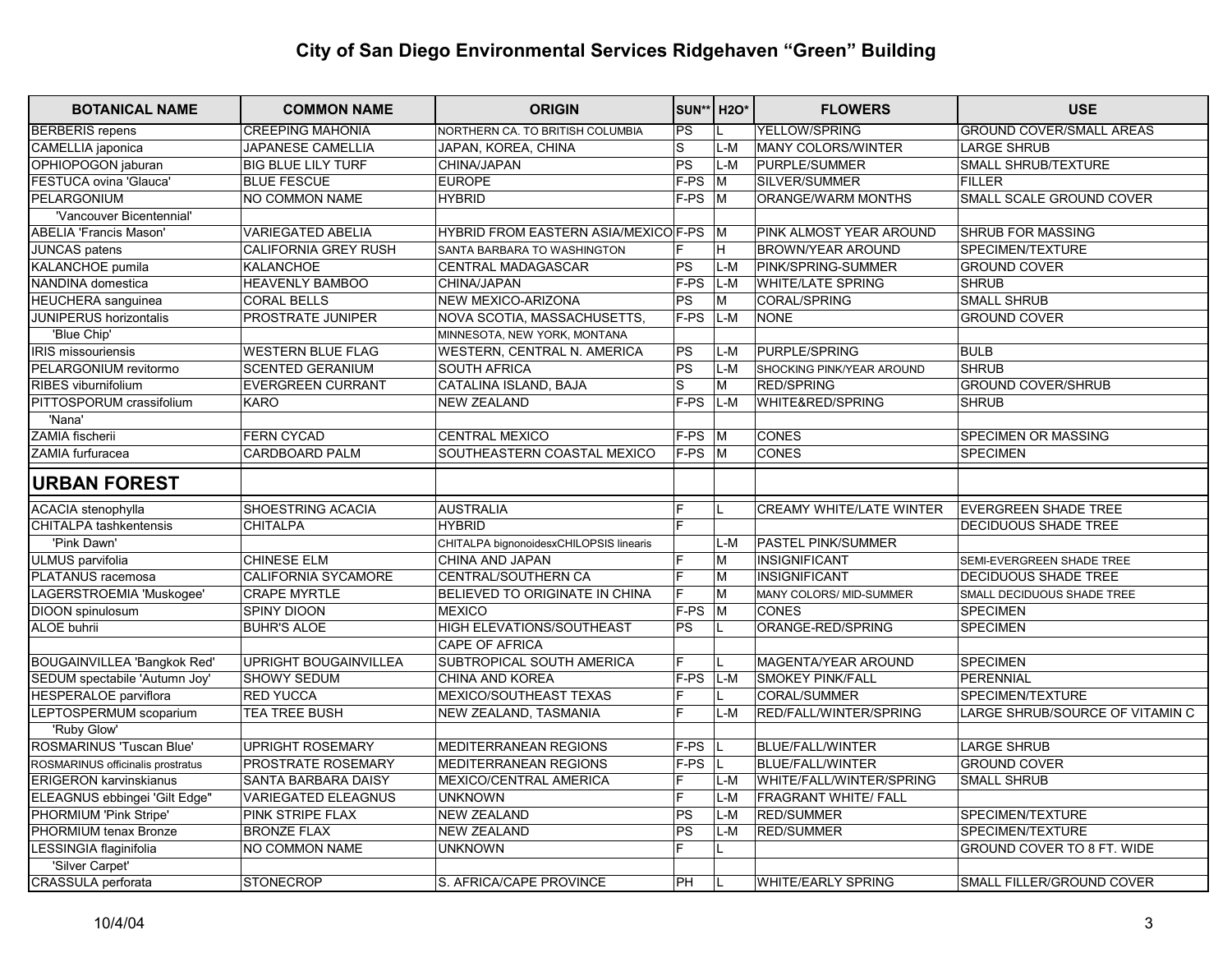# City of San Diego Environmental Services Ridgehaven "Green" Building

| BOTANICAL NAME | COMMON NAME | ORIGIN | SUN** | H2O* | FLOWERS | USE |
|---|---|---|---|---|---|---|
| BERBERIS repens | CREEPING MAHONIA | NORTHERN CA. TO BRITISH COLUMBIA | PS | L | YELLOW/SPRING | GROUND COVER/SMALL AREAS |
| CAMELLIA japonica | JAPANESE CAMELLIA | JAPAN, KOREA, CHINA | S | L-M | MANY COLORS/WINTER | LARGE SHRUB |
| OPHIOPOGON jaburan | BIG BLUE LILY TURF | CHINA/JAPAN | PS | L-M | PURPLE/SUMMER | SMALL SHRUB/TEXTURE |
| FESTUCA ovina 'Glauca' | BLUE FESCUE | EUROPE | F-PS | M | SILVER/SUMMER | FILLER |
| PELARGONIUM | NO COMMON NAME | HYBRID | F-PS | M | ORANGE/WARM MONTHS | SMALL SCALE GROUND COVER |
| 'Vancouver Bicentennial' | | | | | | |
| ABELIA 'Francis Mason' | VARIEGATED ABELIA | HYBRID FROM EASTERN ASIA/MEXICO | F-PS | M | PINK ALMOST YEAR AROUND | SHRUB FOR MASSING |
| JUNCAS patens | CALIFORNIA GREY RUSH | SANTA BARBARA TO WASHINGTON | F | H | BROWN/YEAR AROUND | SPECIMEN/TEXTURE |
| KALANCHOE pumila | KALANCHOE | CENTRAL MADAGASCAR | PS | L-M | PINK/SPRING-SUMMER | GROUND COVER |
| NANDINA domestica | HEAVENLY BAMBOO | CHINA/JAPAN | F-PS | L-M | WHITE/LATE SPRING | SHRUB |
| HEUCHERA sanguinea | CORAL BELLS | NEW MEXICO-ARIZONA | PS | M | CORAL/SPRING | SMALL SHRUB |
| JUNIPERUS horizontalis | PROSTRATE JUNIPER | NOVA SCOTIA, MASSACHUSETTS, | F-PS | L-M | NONE | GROUND COVER |
| 'Blue Chip' | | MINNESOTA, NEW YORK, MONTANA | | | | |
| IRIS missouriensis | WESTERN BLUE FLAG | WESTERN, CENTRAL N. AMERICA | PS | L-M | PURPLE/SPRING | BULB |
| PELARGONIUM revitormo | SCENTED GERANIUM | SOUTH AFRICA | PS | L-M | SHOCKING PINK/YEAR AROUND | SHRUB |
| RIBES viburnifolium | EVERGREEN CURRANT | CATALINA ISLAND, BAJA | S | M | RED/SPRING | GROUND COVER/SHRUB |
| PITTOSPORUM crassifolium | KARO | NEW ZEALAND | F-PS | L-M | WHITE&RED/SPRING | SHRUB |
| 'Nana' | | | | | | |
| ZAMIA fischerii | FERN CYCAD | CENTRAL MEXICO | F-PS | M | CONES | SPECIMEN OR MASSING |
| ZAMIA furfuracea | CARDBOARD PALM | SOUTHEASTERN COASTAL MEXICO | F-PS | M | CONES | SPECIMEN |
| **URBAN FOREST** | | | | | | |
| ACACIA stenophylla | SHOESTRING ACACIA | AUSTRALIA | F | L | CREAMY WHITE/LATE WINTER | EVERGREEN SHADE TREE |
| CHITALPA tashkentensis | CHITALPA | HYBRID | F | | | DECIDUOUS SHADE TREE |
| 'Pink Dawn' | | CHITALPA bignonoidesxCHILOPSIS linearis | | L-M | PASTEL PINK/SUMMER | |
| ULMUS parvifolia | CHINESE ELM | CHINA AND JAPAN | F | M | INSIGNIFICANT | SEMI-EVERGREEN SHADE TREE |
| PLATANUS racemosa | CALIFORNIA SYCAMORE | CENTRAL/SOUTHERN CA | F | M | INSIGNIFICANT | DECIDUOUS SHADE TREE |
| LAGERSTROEMIA 'Muskogee' | CRAPE MYRTLE | BELIEVED TO ORIGINATE IN CHINA | F | M | MANY COLORS/ MID-SUMMER | SMALL DECIDUOUS SHADE TREE |
| DIOON spinulosum | SPINY DIOON | MEXICO | F-PS | M | CONES | SPECIMEN |
| ALOE buhrii | BUHR'S ALOE | HIGH ELEVATIONS/SOUTHEAST | PS | L | ORANGE-RED/SPRING | SPECIMEN |
| | | CAPE OF AFRICA | | | | |
| BOUGAINVILLEA 'Bangkok Red' | UPRIGHT BOUGAINVILLEA | SUBTROPICAL SOUTH AMERICA | F | L | MAGENTA/YEAR AROUND | SPECIMEN |
| SEDUM spectabile 'Autumn Joy' | SHOWY SEDUM | CHINA AND KOREA | F-PS | L-M | SMOKEY PINK/FALL | PERENNIAL |
| HESPERALOE parviflora | RED YUCCA | MEXICO/SOUTHEAST TEXAS | F | L | CORAL/SUMMER | SPECIMEN/TEXTURE |
| LEPTOSPERMUM scoparium | TEA TREE BUSH | NEW ZEALAND, TASMANIA | F | L-M | RED/FALL/WINTER/SPRING | LARGE SHRUB/SOURCE OF VITAMIN C |
| 'Ruby Glow' | | | | | | |
| ROSMARINUS 'Tuscan Blue' | UPRIGHT ROSEMARY | MEDITERRANEAN REGIONS | F-PS | L | BLUE/FALL/WINTER | LARGE SHRUB |
| ROSMARINUS officinalis prostratus | PROSTRATE ROSEMARY | MEDITERRANEAN REGIONS | F-PS | L | BLUE/FALL/WINTER | GROUND COVER |
| ERIGERON karvinskianus | SANTA BARBARA DAISY | MEXICO/CENTRAL AMERICA | F | L-M | WHITE/FALL/WINTER/SPRING | SMALL SHRUB |
| ELEAGNUS ebbingei 'Gilt Edge" | VARIEGATED ELEAGNUS | UNKNOWN | F | L-M | FRAGRANT WHITE/ FALL | |
| PHORMIUM 'Pink Stripe' | PINK STRIPE FLAX | NEW ZEALAND | PS | L-M | RED/SUMMER | SPECIMEN/TEXTURE |
| PHORMIUM tenax Bronze | BRONZE FLAX | NEW ZEALAND | PS | L-M | RED/SUMMER | SPECIMEN/TEXTURE |
| LESSINGIA flaginifolia | NO COMMON NAME | UNKNOWN | F | L | | GROUND COVER TO 8 FT. WIDE |
| 'Silver Carpet' | | | | | | |
| CRASSULA perforata | STONECROP | S. AFRICA/CAPE PROVINCE | PH | L | WHITE/EARLY SPRING | SMALL FILLER/GROUND COVER |

10/4/04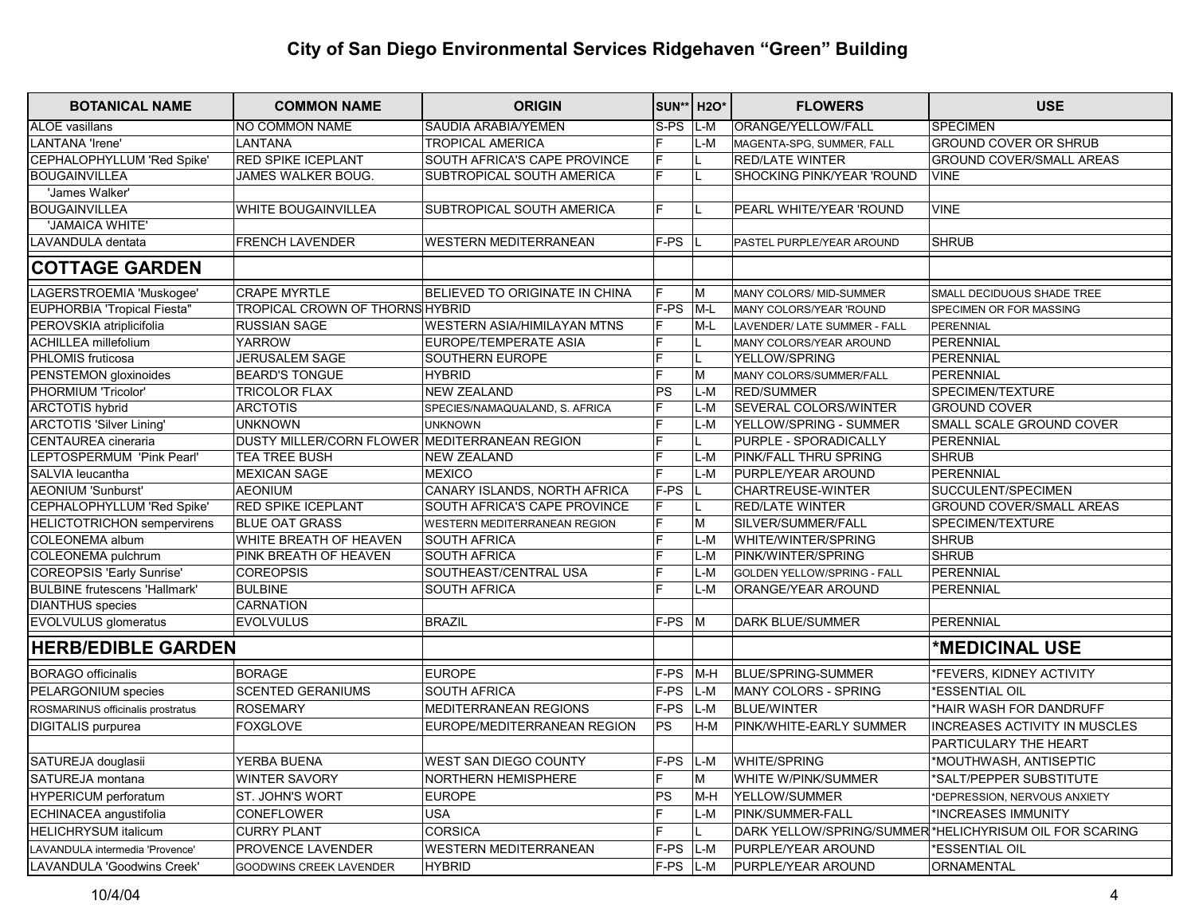# City of San Diego Environmental Services Ridgehaven "Green" Building

| BOTANICAL NAME | COMMON NAME | ORIGIN | SUN** | H2O* | FLOWERS | USE |
|---|---|---|---|---|---|---|
| ALOE vasillans | NO COMMON NAME | SAUDIA ARABIA/YEMEN | S-PS | L-M | ORANGE/YELLOW/FALL | SPECIMEN |
| LANTANA 'Irene' | LANTANA | TROPICAL AMERICA | F | L-M | MAGENTA-SPG, SUMMER, FALL | GROUND COVER OR SHRUB |
| CEPHALOPHYLLUM 'Red Spike' | RED SPIKE ICEPLANT | SOUTH AFRICA'S CAPE PROVINCE | F | L | RED/LATE WINTER | GROUND COVER/SMALL AREAS |
| BOUGAINVILLEA 'James Walker' | JAMES WALKER BOUG. | SUBTROPICAL SOUTH AMERICA | F | L | SHOCKING PINK/YEAR 'ROUND | VINE |
| BOUGAINVILLEA 'JAMAICA WHITE' | WHITE BOUGAINVILLEA | SUBTROPICAL SOUTH AMERICA | F | L | PEARL WHITE/YEAR 'ROUND | VINE |
| LAVANDULA dentata | FRENCH LAVENDER | WESTERN MEDITERRANEAN | F-PS | L | PASTEL PURPLE/YEAR AROUND | SHRUB |
| **COTTAGE GARDEN** | | | | | | |
| LAGERSTROEMIA 'Muskogee' | CRAPE MYRTLE | BELIEVED TO ORIGINATE IN CHINA | F | M | MANY COLORS/ MID-SUMMER | SMALL DECIDUOUS SHADE TREE |
| EUPHORBIA 'Tropical Fiesta" | TROPICAL CROWN OF THORNS | HYBRID | F-PS | M-L | MANY COLORS/YEAR 'ROUND | SPECIMEN OR FOR MASSING |
| PEROVSKIA atriplicifolia | RUSSIAN SAGE | WESTERN ASIA/HIMILAYAN MTNS | F | M-L | LAVENDER/ LATE SUMMER - FALL | PERENNIAL |
| ACHILLEA millefolium | YARROW | EUROPE/TEMPERATE ASIA | F | L | MANY COLORS/YEAR AROUND | PERENNIAL |
| PHLOMIS fruticosa | JERUSALEM SAGE | SOUTHERN EUROPE | F | L | YELLOW/SPRING | PERENNIAL |
| PENSTEMON gloxinoides | BEARD'S TONGUE | HYBRID | F | M | MANY COLORS/SUMMER/FALL | PERENNIAL |
| PHORMIUM 'Tricolor' | TRICOLOR FLAX | NEW ZEALAND | PS | L-M | RED/SUMMER | SPECIMEN/TEXTURE |
| ARCTOTIS hybrid | ARCTOTIS | SPECIES/NAMAQUALAND, S. AFRICA | F | L-M | SEVERAL COLORS/WINTER | GROUND COVER |
| ARCTOTIS 'Silver Lining' | UNKNOWN | UNKNOWN | F | L-M | YELLOW/SPRING - SUMMER | SMALL SCALE GROUND COVER |
| CENTAUREA cineraria | DUSTY MILLER/CORN FLOWER | MEDITERRANEAN REGION | F | L | PURPLE - SPORADICALLY | PERENNIAL |
| LEPTOSPERMUM 'Pink Pearl' | TEA TREE BUSH | NEW ZEALAND | F | L-M | PINK/FALL THRU SPRING | SHRUB |
| SALVIA leucantha | MEXICAN SAGE | MEXICO | F | L-M | PURPLE/YEAR AROUND | PERENNIAL |
| AEONIUM 'Sunburst' | AEONIUM | CANARY ISLANDS, NORTH AFRICA | F-PS | L | CHARTREUSE-WINTER | SUCCULENT/SPECIMEN |
| CEPHALOPHYLLUM 'Red Spike' | RED SPIKE ICEPLANT | SOUTH AFRICA'S CAPE PROVINCE | F | L | RED/LATE WINTER | GROUND COVER/SMALL AREAS |
| HELICTOTRICHON sempervirens | BLUE OAT GRASS | WESTERN MEDITERRANEAN REGION | F | M | SILVER/SUMMER/FALL | SPECIMEN/TEXTURE |
| COLEONEMA album | WHITE BREATH OF HEAVEN | SOUTH AFRICA | F | L-M | WHITE/WINTER/SPRING | SHRUB |
| COLEONEMA pulchrum | PINK BREATH OF HEAVEN | SOUTH AFRICA | F | L-M | PINK/WINTER/SPRING | SHRUB |
| COREOPSIS 'Early Sunrise' | COREOPSIS | SOUTHEAST/CENTRAL USA | F | L-M | GOLDEN YELLOW/SPRING - FALL | PERENNIAL |
| BULBINE frutescens 'Hallmark' | BULBINE | SOUTH AFRICA | F | L-M | ORANGE/YEAR AROUND | PERENNIAL |
| DIANTHUS species | CARNATION | | | | | |
| EVOLVULUS glomeratus | EVOLVULUS | BRAZIL | F-PS | M | DARK BLUE/SUMMER | PERENNIAL |
| **HERB/EDIBLE GARDEN** | | | | | | ***MEDICINAL USE** |
| BORAGO officinalis | BORAGE | EUROPE | F-PS | M-H | BLUE/SPRING-SUMMER | *FEVERS, KIDNEY ACTIVITY |
| PELARGONIUM species | SCENTED GERANIUMS | SOUTH AFRICA | F-PS | L-M | MANY COLORS - SPRING | *ESSENTIAL OIL |
| ROSMARINUS officinalis prostratus | ROSEMARY | MEDITERRANEAN REGIONS | F-PS | L-M | BLUE/WINTER | *HAIR WASH FOR DANDRUFF |
| DIGITALIS purpurea | FOXGLOVE | EUROPE/MEDITERRANEAN REGION | PS | H-M | PINK/WHITE-EARLY SUMMER | INCREASES ACTIVITY IN MUSCLES PARTICULARY THE HEART |
| SATUREJA douglasii | YERBA BUENA | WEST SAN DIEGO COUNTY | F-PS | L-M | WHITE/SPRING | *MOUTHWASH, ANTISEPTIC |
| SATUREJA montana | WINTER SAVORY | NORTHERN HEMISPHERE | F | M | WHITE W/PINK/SUMMER | *SALT/PEPPER SUBSTITUTE |
| HYPERICUM perforatum | ST. JOHN'S WORT | EUROPE | PS | M-H | YELLOW/SUMMER | *DEPRESSION, NERVOUS ANXIETY |
| ECHINACEA angustifolia | CONEFLOWER | USA | F | L-M | PINK/SUMMER-FALL | *INCREASES IMMUNITY |
| HELICHRYSUM italicum | CURRY PLANT | CORSICA | F | L | DARK YELLOW/SPRING/SUMMER | *HELICHRYSUM OIL FOR SCARING |
| LAVANDULA intermedia 'Provence' | PROVENCE LAVENDER | WESTERN MEDITERRANEAN | F-PS | L-M | PURPLE/YEAR AROUND | *ESSENTIAL OIL |
| LAVANDULA 'Goodwins Creek' | GOODWINS CREEK LAVENDER | HYBRID | F-PS | L-M | PURPLE/YEAR AROUND | ORNAMENTAL |

10/4/04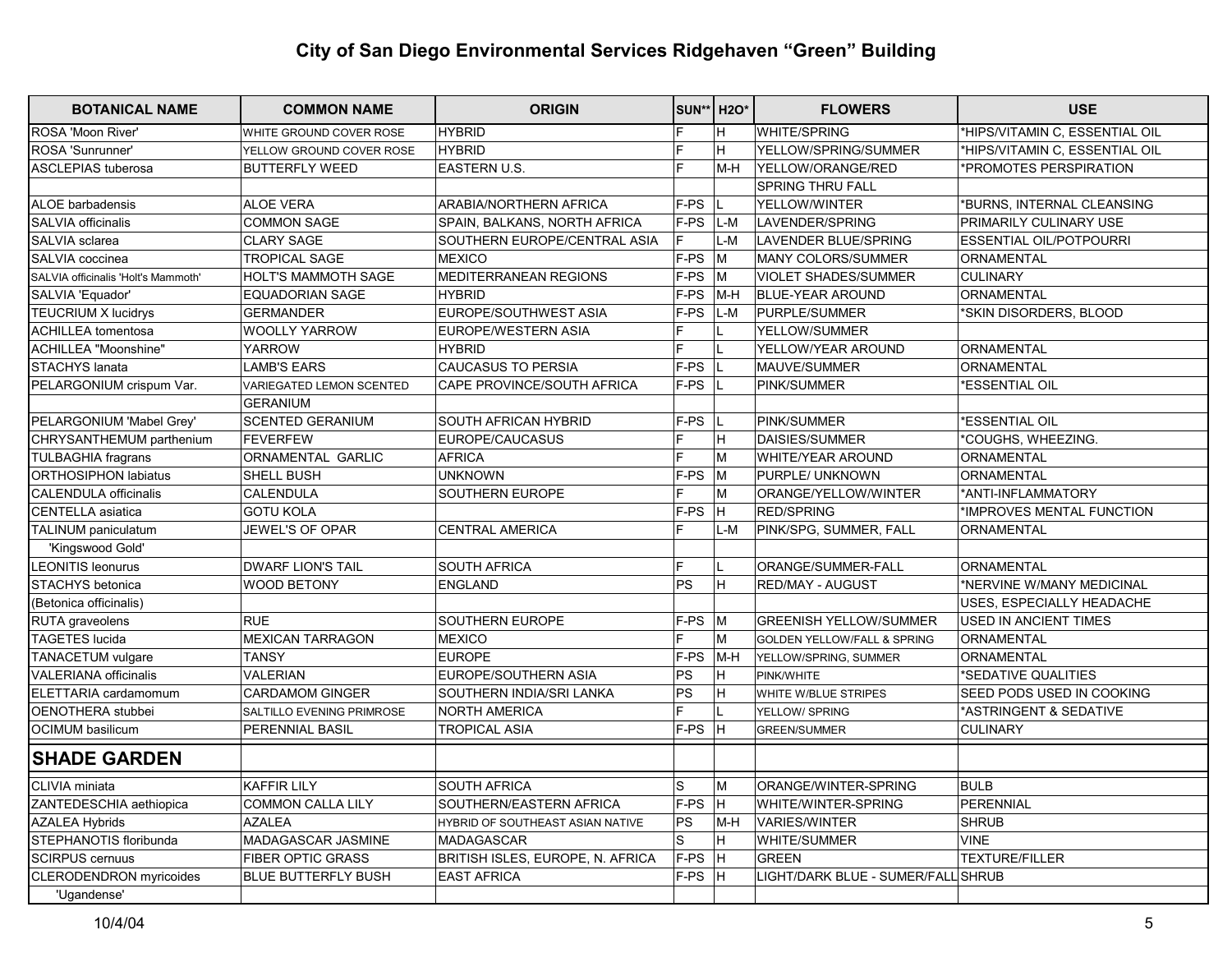# City of San Diego Environmental Services Ridgehaven "Green" Building

| BOTANICAL NAME | COMMON NAME | ORIGIN | SUN** | H2O* | FLOWERS | USE |
|---|---|---|---|---|---|---|
| ROSA 'Moon River' | WHITE GROUND COVER ROSE | HYBRID | F | H | WHITE/SPRING | *HIPS/VITAMIN C, ESSENTIAL OIL |
| ROSA 'Sunrunner' | YELLOW GROUND COVER ROSE | HYBRID | F | H | YELLOW/SPRING/SUMMER | *HIPS/VITAMIN C, ESSENTIAL OIL |
| ASCLEPIAS tuberosa | BUTTERFLY WEED | EASTERN U.S. | F | M-H | YELLOW/ORANGE/RED | *PROMOTES PERSPIRATION |
| | | | | | SPRING THRU FALL | |
| ALOE barbadensis | ALOE VERA | ARABIA/NORTHERN AFRICA | F-PS | L | YELLOW/WINTER | *BURNS, INTERNAL CLEANSING |
| SALVIA officinalis | COMMON SAGE | SPAIN, BALKANS, NORTH AFRICA | F-PS | L-M | LAVENDER/SPRING | PRIMARILY CULINARY USE |
| SALVIA sclarea | CLARY SAGE | SOUTHERN EUROPE/CENTRAL ASIA | F | L-M | LAVENDER BLUE/SPRING | ESSENTIAL OIL/POTPOURRI |
| SALVIA coccinea | TROPICAL SAGE | MEXICO | F-PS | M | MANY COLORS/SUMMER | ORNAMENTAL |
| SALVIA officinalis 'Holt's Mammoth' | HOLT'S MAMMOTH SAGE | MEDITERRANEAN REGIONS | F-PS | M | VIOLET SHADES/SUMMER | CULINARY |
| SALVIA 'Equador' | EQUADORIAN SAGE | HYBRID | F-PS | M-H | BLUE-YEAR AROUND | ORNAMENTAL |
| TEUCRIUM X lucidrys | GERMANDER | EUROPE/SOUTHWEST ASIA | F-PS | L-M | PURPLE/SUMMER | *SKIN DISORDERS, BLOOD |
| ACHILLEA tomentosa | WOOLLY YARROW | EUROPE/WESTERN ASIA | F | L | YELLOW/SUMMER | |
| ACHILLEA "Moonshine" | YARROW | HYBRID | F | L | YELLOW/YEAR AROUND | ORNAMENTAL |
| STACHYS lanata | LAMB'S EARS | CAUCASUS TO PERSIA | F-PS | L | MAUVE/SUMMER | ORNAMENTAL |
| PELARGONIUM crispum Var. | VARIEGATED LEMON SCENTED | CAPE PROVINCE/SOUTH AFRICA | F-PS | L | PINK/SUMMER | *ESSENTIAL OIL |
| | GERANIUM | | | | | |
| PELARGONIUM 'Mabel Grey' | SCENTED GERANIUM | SOUTH AFRICAN HYBRID | F-PS | L | PINK/SUMMER | *ESSENTIAL OIL |
| CHRYSANTHEMUM parthenium | FEVERFEW | EUROPE/CAUCASUS | F | H | DAISIES/SUMMER | *COUGHS, WHEEZING. |
| TULBAGHIA fragrans | ORNAMENTAL GARLIC | AFRICA | F | M | WHITE/YEAR AROUND | ORNAMENTAL |
| ORTHOSIPHON labiatus | SHELL BUSH | UNKNOWN | F-PS | M | PURPLE/ UNKNOWN | ORNAMENTAL |
| CALENDULA officinalis | CALENDULA | SOUTHERN EUROPE | F | M | ORANGE/YELLOW/WINTER | *ANTI-INFLAMMATORY |
| CENTELLA asiatica | GOTU KOLA | | F-PS | H | RED/SPRING | *IMPROVES MENTAL FUNCTION |
| TALINUM paniculatum | JEWEL'S OF OPAR | CENTRAL AMERICA | F | L-M | PINK/SPG, SUMMER, FALL | ORNAMENTAL |
| 'Kingswood Gold' | | | | | | |
| LEONITIS leonurus | DWARF LION'S TAIL | SOUTH AFRICA | F | L | ORANGE/SUMMER-FALL | ORNAMENTAL |
| STACHYS betonica | WOOD BETONY | ENGLAND | PS | H | RED/MAY - AUGUST | *NERVINE W/MANY MEDICINAL |
| (Betonica officinalis) | | | | | | USES, ESPECIALLY HEADACHE |
| RUTA graveolens | RUE | SOUTHERN EUROPE | F-PS | M | GREENISH YELLOW/SUMMER | USED IN ANCIENT TIMES |
| TAGETES lucida | MEXICAN TARRAGON | MEXICO | F | M | GOLDEN YELLOW/FALL & SPRING | ORNAMENTAL |
| TANACETUM vulgare | TANSY | EUROPE | F-PS | M-H | YELLOW/SPRING, SUMMER | ORNAMENTAL |
| VALERIANA officinalis | VALERIAN | EUROPE/SOUTHERN ASIA | PS | H | PINK/WHITE | *SEDATIVE QUALITIES |
| ELETTARIA cardamomum | CARDAMOM GINGER | SOUTHERN INDIA/SRI LANKA | PS | H | WHITE W/BLUE STRIPES | SEED PODS USED IN COOKING |
| OENOTHERA stubbei | SALTILLO EVENING PRIMROSE | NORTH AMERICA | F | L | YELLOW/ SPRING | *ASTRINGENT & SEDATIVE |
| OCIMUM basilicum | PERENNIAL BASIL | TROPICAL ASIA | F-PS | H | GREEN/SUMMER | CULINARY |
| **SHADE GARDEN** | | | | | | |
| CLIVIA miniata | KAFFIR LILY | SOUTH AFRICA | S | M | ORANGE/WINTER-SPRING | BULB |
| ZANTEDESCHIA aethiopica | COMMON CALLA LILY | SOUTHERN/EASTERN AFRICA | F-PS | H | WHITE/WINTER-SPRING | PERENNIAL |
| AZALEA Hybrids | AZALEA | HYBRID OF SOUTHEAST ASIAN NATIVE | PS | M-H | VARIES/WINTER | SHRUB |
| STEPHANOTIS floribunda | MADAGASCAR JASMINE | MADAGASCAR | S | H | WHITE/SUMMER | VINE |
| SCIRPUS cernuus | FIBER OPTIC GRASS | BRITISH ISLES, EUROPE, N. AFRICA | F-PS | H | GREEN | TEXTURE/FILLER |
| CLERODENDRON myricoides | BLUE BUTTERFLY BUSH | EAST AFRICA | F-PS | H | LIGHT/DARK BLUE - SUMER/FALL | SHRUB |
| 'Ugandense' | | | | | | |

10/4/04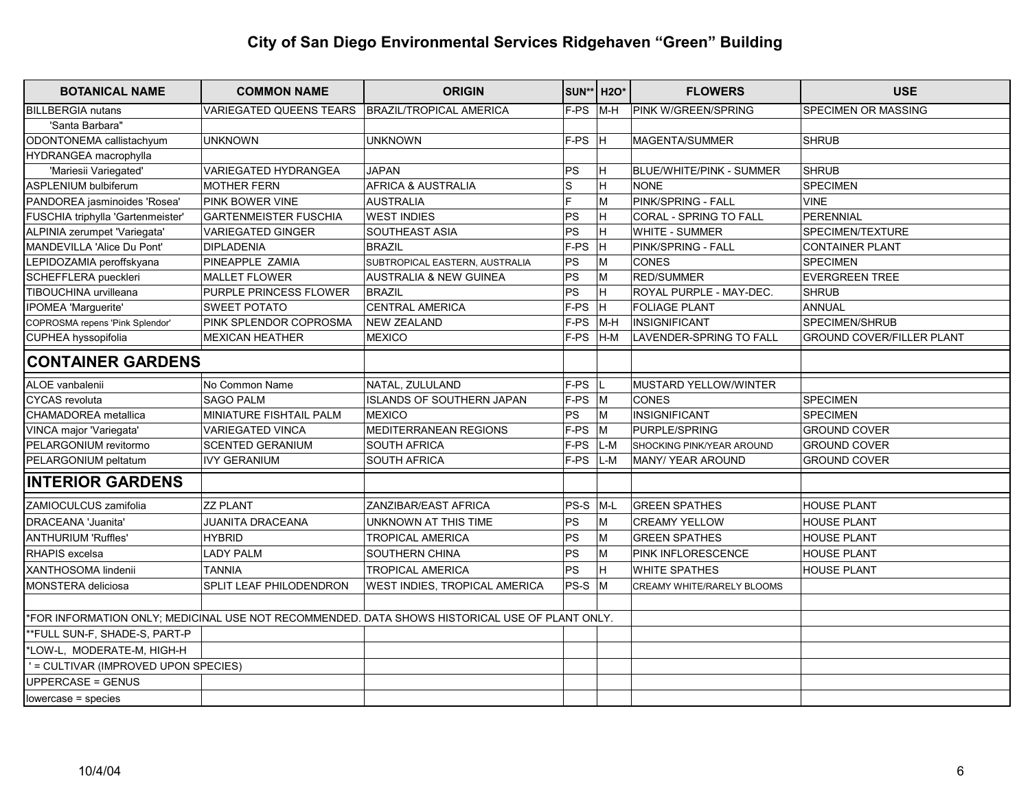# City of San Diego Environmental Services Ridgehaven "Green" Building

| BOTANICAL NAME | COMMON NAME | ORIGIN | SUN** | H2O* | FLOWERS | USE |
|---|---|---|---|---|---|---|
| BILLBERGIA nutans | VARIEGATED QUEENS TEARS | BRAZIL/TROPICAL AMERICA | F-PS | M-H | PINK W/GREEN/SPRING | SPECIMEN OR MASSING |
| 'Santa Barbara" | | | | | | |
| ODONTONEMA callistachyum | UNKNOWN | UNKNOWN | F-PS | H | MAGENTA/SUMMER | SHRUB |
| HYDRANGEA macrophylla | | | | | | |
| 'Mariesii Variegated' | VARIEGATED HYDRANGEA | JAPAN | PS | H | BLUE/WHITE/PINK - SUMMER | SHRUB |
| ASPLENIUM bulbiferum | MOTHER FERN | AFRICA & AUSTRALIA | S | H | NONE | SPECIMEN |
| PANDOREA jasminoides 'Rosea' | PINK BOWER VINE | AUSTRALIA | F | M | PINK/SPRING - FALL | VINE |
| FUSCHIA triphylla 'Gartenmeister' | GARTENMEISTER FUSCHIA | WEST INDIES | PS | H | CORAL - SPRING TO FALL | PERENNIAL |
| ALPINIA zerumpet 'Variegata' | VARIEGATED GINGER | SOUTHEAST ASIA | PS | H | WHITE - SUMMER | SPECIMEN/TEXTURE |
| MANDEVILLA 'Alice Du Pont' | DIPLADENIA | BRAZIL | F-PS | H | PINK/SPRING - FALL | CONTAINER PLANT |
| LEPIDOZAMIA peroffskyana | PINEAPPLE ZAMIA | SUBTROPICAL EASTERN, AUSTRALIA | PS | M | CONES | SPECIMEN |
| SCHEFFLERA pueckleri | MALLET FLOWER | AUSTRALIA & NEW GUINEA | PS | M | RED/SUMMER | EVERGREEN TREE |
| TIBOUCHINA urvilleana | PURPLE PRINCESS FLOWER | BRAZIL | PS | H | ROYAL PURPLE - MAY-DEC. | SHRUB |
| IPOMEA 'Marguerite' | SWEET POTATO | CENTRAL AMERICA | F-PS | H | FOLIAGE PLANT | ANNUAL |
| COPROSMA repens 'Pink Splendor' | PINK SPLENDOR COPROSMA | NEW ZEALAND | F-PS | M-H | INSIGNIFICANT | SPECIMEN/SHRUB |
| CUPHEA hyssopifolia | MEXICAN HEATHER | MEXICO | F-PS | H-M | LAVENDER-SPRING TO FALL | GROUND COVER/FILLER PLANT |
| **CONTAINER GARDENS** | | | | | | |
| ALOE vanbalenii | No Common Name | NATAL, ZULULAND | F-PS | L | MUSTARD YELLOW/WINTER | |
| CYCAS revoluta | SAGO PALM | ISLANDS OF SOUTHERN JAPAN | F-PS | M | CONES | SPECIMEN |
| CHAMADOREA metallica | MINIATURE FISHTAIL PALM | MEXICO | PS | M | INSIGNIFICANT | SPECIMEN |
| VINCA major 'Variegata' | VARIEGATED VINCA | MEDITERRANEAN REGIONS | F-PS | M | PURPLE/SPRING | GROUND COVER |
| PELARGONIUM revitormo | SCENTED GERANIUM | SOUTH AFRICA | F-PS | L-M | SHOCKING PINK/YEAR AROUND | GROUND COVER |
| PELARGONIUM peltatum | IVY GERANIUM | SOUTH AFRICA | F-PS | L-M | MANY/ YEAR AROUND | GROUND COVER |
| **INTERIOR GARDENS** | | | | | | |
| ZAMIOCULCUS zamifolia | ZZ PLANT | ZANZIBAR/EAST AFRICA | PS-S | M-L | GREEN SPATHES | HOUSE PLANT |
| DRACEANA 'Juanita' | JUANITA DRACEANA | UNKNOWN AT THIS TIME | PS | M | CREAMY YELLOW | HOUSE PLANT |
| ANTHURIUM 'Ruffles' | HYBRID | TROPICAL AMERICA | PS | M | GREEN SPATHES | HOUSE PLANT |
| RHAPIS excelsa | LADY PALM | SOUTHERN CHINA | PS | M | PINK INFLORESCENCE | HOUSE PLANT |
| XANTHOSOMA lindenii | TANNIA | TROPICAL AMERICA | PS | H | WHITE SPATHES | HOUSE PLANT |
| MONSTERA deliciosa | SPLIT LEAF PHILODENDRON | WEST INDIES, TROPICAL AMERICA | PS-S | M | CREAMY WHITE/RARELY BLOOMS | |

*FOR INFORMATION ONLY; MEDICINAL USE NOT RECOMMENDED. DATA SHOWS HISTORICAL USE OF PLANT ONLY.

**FULL SUN-F, SHADE-S, PART-P

*LOW-L, MODERATE-M, HIGH-H

' = CULTIVAR (IMPROVED UPON SPECIES)

UPPERCASE = GENUS

lowercase = species

10/4/04